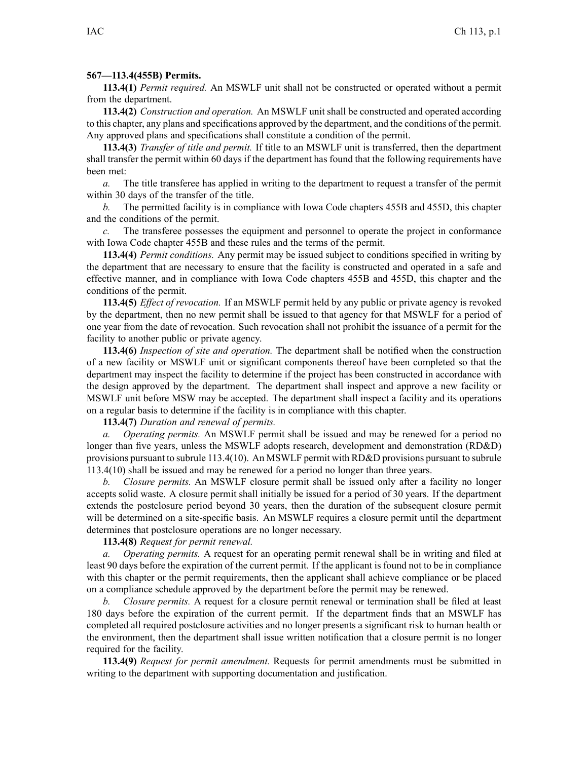**567—113.4(455B) Permits.**

**113.4(1)** *Permit required.* An MSWLF unit shall not be constructed or operated without a permit from the department.

**113.4(2)** *Construction and operation.* An MSWLF unit shall be constructed and operated according to this chapter, any plans and specifications approved by the department, and the conditions of the permit. Any approved plans and specifications shall constitute a condition of the permit.

**113.4(3)** *Transfer of title and permit.* If title to an MSWLF unit is transferred, then the department shall transfer the permit within 60 days if the department has found that the following requirements have been met:

*a.* The title transferee has applied in writing to the department to request a transfer of the permit within 30 days of the transfer of the title.

*b.* The permitted facility is in compliance with Iowa Code chapters 455B and 455D, this chapter and the conditions of the permit.

*c.* The transferee possesses the equipment and personnel to operate the project in conformance with Iowa Code chapter 455B and these rules and the terms of the permit.

**113.4(4)** *Permit conditions.* Any permit may be issued subject to conditions specified in writing by the department that are necessary to ensure that the facility is constructed and operated in a safe and effective manner, and in compliance with Iowa Code chapters 455B and 455D, this chapter and the conditions of the permit.

**113.4(5)** *Effect of revocation.* If an MSWLF permit held by any public or private agency is revoked by the department, then no new permit shall be issued to that agency for that MSWLF for a period of one year from the date of revocation. Such revocation shall not prohibit the issuance of a permit for the facility to another public or private agency.

**113.4(6)** *Inspection of site and operation.* The department shall be notified when the construction of a new facility or MSWLF unit or significant components thereof have been completed so that the department may inspect the facility to determine if the project has been constructed in accordance with the design approved by the department. The department shall inspect and approve a new facility or MSWLF unit before MSW may be accepted. The department shall inspect a facility and its operations on a regular basis to determine if the facility is in compliance with this chapter.

**113.4(7)** *Duration and renewal of permits.*

*a.* *Operating permits.* An MSWLF permit shall be issued and may be renewed for a period no longer than five years, unless the MSWLF adopts research, development and demonstration (RD&D) provisions pursuant to subrule 113.4(10). An MSWLF permit with RD&D provisions pursuant to subrule 113.4(10) shall be issued and may be renewed for a period no longer than three years.

*b.* *Closure permits.* An MSWLF closure permit shall be issued only after a facility no longer accepts solid waste. A closure permit shall initially be issued for a period of 30 years. If the department extends the postclosure period beyond 30 years, then the duration of the subsequent closure permit will be determined on a site-specific basis. An MSWLF requires a closure permit until the department determines that postclosure operations are no longer necessary.

**113.4(8)** *Request for permit renewal.*

*a.* *Operating permits.* A request for an operating permit renewal shall be in writing and filed at least 90 days before the expiration of the current permit. If the applicant is found not to be in compliance with this chapter or the permit requirements, then the applicant shall achieve compliance or be placed on a compliance schedule approved by the department before the permit may be renewed.

*b.* *Closure permits.* A request for a closure permit renewal or termination shall be filed at least 180 days before the expiration of the current permit. If the department finds that an MSWLF has completed all required postclosure activities and no longer presents a significant risk to human health or the environment, then the department shall issue written notification that a closure permit is no longer required for the facility.

**113.4(9)** *Request for permit amendment.* Requests for permit amendments must be submitted in writing to the department with supporting documentation and justification.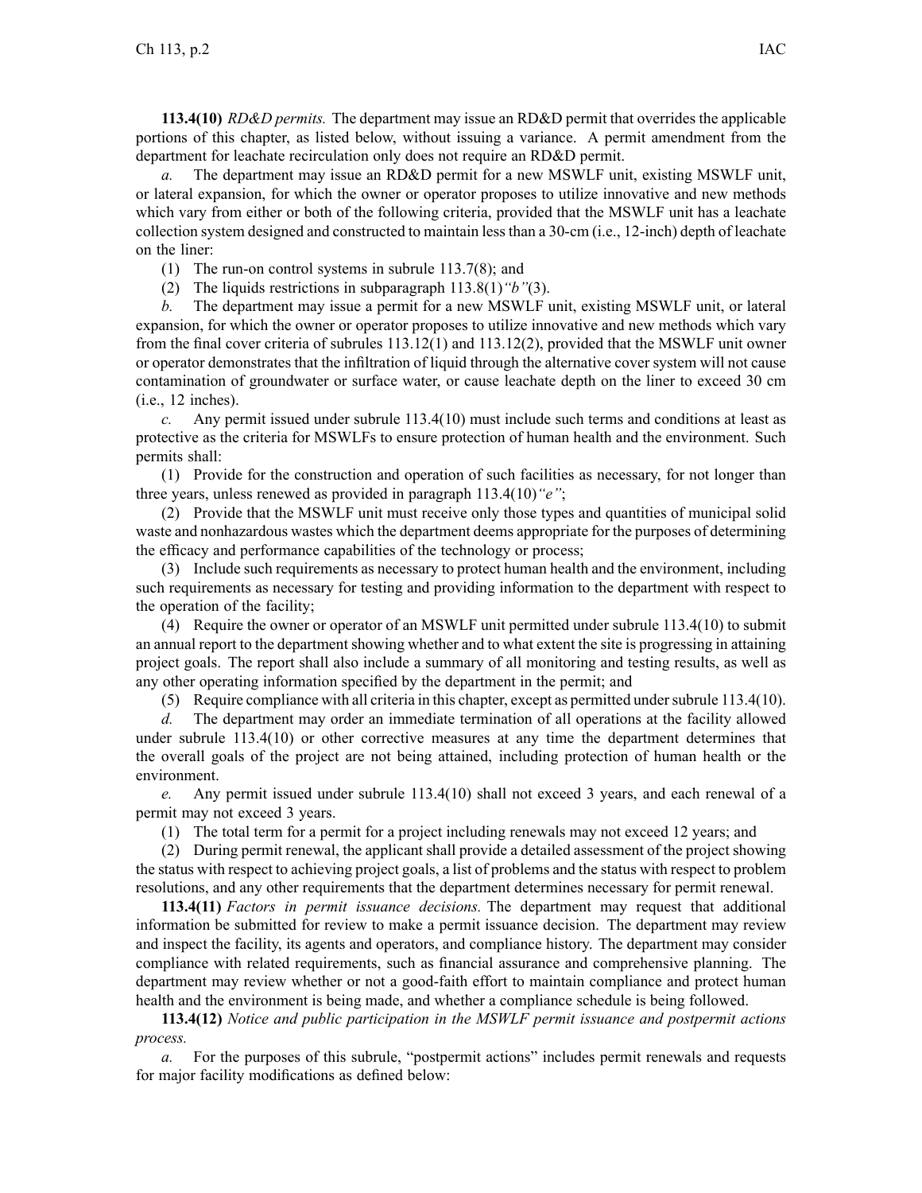**113.4(10)** *RD&D permits.* The department may issue an RD&D permit that overrides the applicable portions of this chapter, as listed below, without issuing a variance. A permit amendment from the department for leachate recirculation only does not require an RD&D permit.

*a.* The department may issue an RD&D permit for a new MSWLF unit, existing MSWLF unit, or lateral expansion, for which the owner or operator proposes to utilize innovative and new methods which vary from either or both of the following criteria, provided that the MSWLF unit has a leachate collection system designed and constructed to maintain less than a 30-cm (i.e., 12-inch) depth of leachate on the liner:

(1) The run-on control systems in subrule 113.7(8); and

(2) The liquids restrictions in subparagraph 113.8(1)*"b"*(3).

*b.* The department may issue a permit for a new MSWLF unit, existing MSWLF unit, or lateral expansion, for which the owner or operator proposes to utilize innovative and new methods which vary from the final cover criteria of subrules 113.12(1) and 113.12(2), provided that the MSWLF unit owner or operator demonstrates that the infiltration of liquid through the alternative cover system will not cause contamination of groundwater or surface water, or cause leachate depth on the liner to exceed 30 cm (i.e., 12 inches).

*c.* Any permit issued under subrule 113.4(10) must include such terms and conditions at least as protective as the criteria for MSWLFs to ensure protection of human health and the environment. Such permits shall:

(1) Provide for the construction and operation of such facilities as necessary, for not longer than three years, unless renewed as provided in paragraph 113.4(10)*"e"*;

(2) Provide that the MSWLF unit must receive only those types and quantities of municipal solid waste and nonhazardous wastes which the department deems appropriate for the purposes of determining the efficacy and performance capabilities of the technology or process;

(3) Include such requirements as necessary to protect human health and the environment, including such requirements as necessary for testing and providing information to the department with respect to the operation of the facility;

(4) Require the owner or operator of an MSWLF unit permitted under subrule 113.4(10) to submit an annual report to the department showing whether and to what extent the site is progressing in attaining project goals. The report shall also include a summary of all monitoring and testing results, as well as any other operating information specified by the department in the permit; and

(5) Require compliance with all criteria in this chapter, except as permitted under subrule 113.4(10).

*d.* The department may order an immediate termination of all operations at the facility allowed under subrule 113.4(10) or other corrective measures at any time the department determines that the overall goals of the project are not being attained, including protection of human health or the environment.

*e.* Any permit issued under subrule 113.4(10) shall not exceed 3 years, and each renewal of a permit may not exceed 3 years.

(1) The total term for a permit for a project including renewals may not exceed 12 years; and

(2) During permit renewal, the applicant shall provide a detailed assessment of the project showing the status with respect to achieving project goals, a list of problems and the status with respect to problem resolutions, and any other requirements that the department determines necessary for permit renewal.

**113.4(11)** *Factors in permit issuance decisions.* The department may request that additional information be submitted for review to make a permit issuance decision. The department may review and inspect the facility, its agents and operators, and compliance history. The department may consider compliance with related requirements, such as financial assurance and comprehensive planning. The department may review whether or not a good-faith effort to maintain compliance and protect human health and the environment is being made, and whether a compliance schedule is being followed.

**113.4(12)** *Notice and public participation in the MSWLF permit issuance and postpermit actions process.*

*a.* For the purposes of this subrule, "postpermit actions" includes permit renewals and requests for major facility modifications as defined below: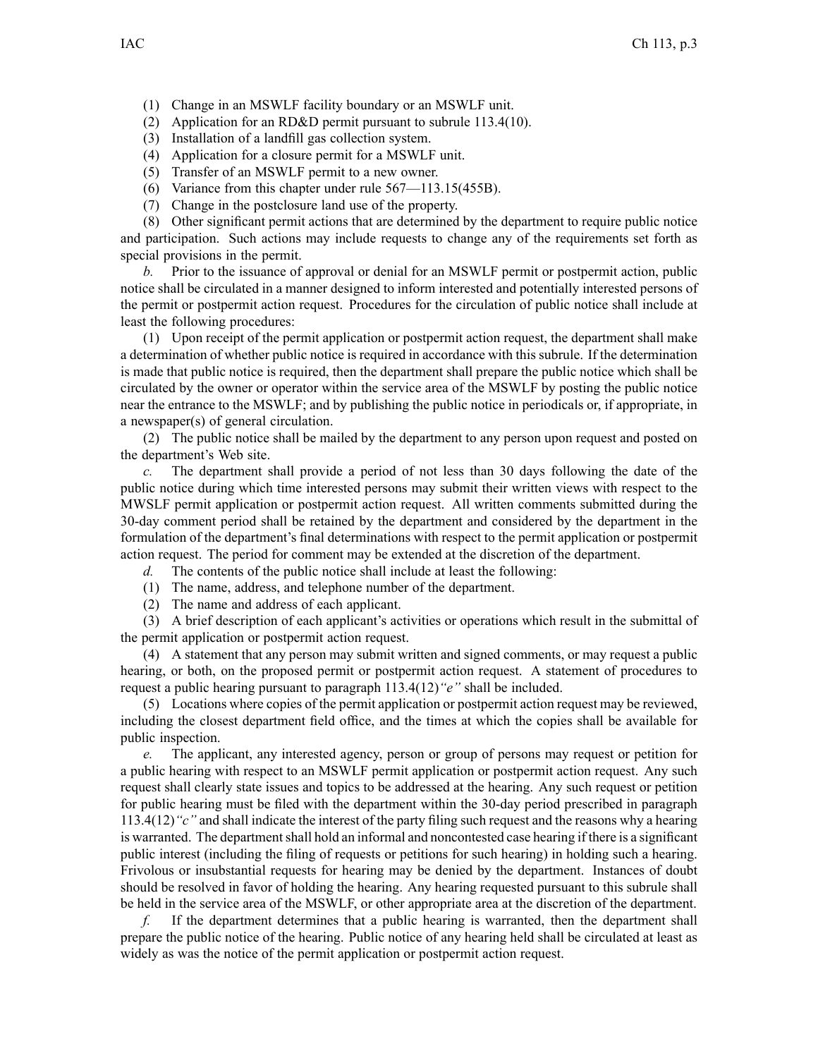(1) Change in an MSWLF facility boundary or an MSWLF unit.

(2) Application for an RD&D permit pursuant to subrule 113.4(10).

(3) Installation of a landfill gas collection system.

(4) Application for a closure permit for a MSWLF unit.

(5) Transfer of an MSWLF permit to a new owner.

(6) Variance from this chapter under rule 567—113.15(455B).

(7) Change in the postclosure land use of the property.

(8) Other significant permit actions that are determined by the department to require public notice and participation. Such actions may include requests to change any of the requirements set forth as special provisions in the permit.

*b.* Prior to the issuance of approval or denial for an MSWLF permit or postpermit action, public notice shall be circulated in a manner designed to inform interested and potentially interested persons of the permit or postpermit action request. Procedures for the circulation of public notice shall include at least the following procedures:

(1) Upon receipt of the permit application or postpermit action request, the department shall make a determination of whether public notice is required in accordance with this subrule. If the determination is made that public notice is required, then the department shall prepare the public notice which shall be circulated by the owner or operator within the service area of the MSWLF by posting the public notice near the entrance to the MSWLF; and by publishing the public notice in periodicals or, if appropriate, in a newspaper(s) of general circulation.

(2) The public notice shall be mailed by the department to any person upon request and posted on the department's Web site.

*c.* The department shall provide a period of not less than 30 days following the date of the public notice during which time interested persons may submit their written views with respect to the MWSLF permit application or postpermit action request. All written comments submitted during the 30-day comment period shall be retained by the department and considered by the department in the formulation of the department's final determinations with respect to the permit application or postpermit action request. The period for comment may be extended at the discretion of the department.

*d.* The contents of the public notice shall include at least the following:

(1) The name, address, and telephone number of the department.

(2) The name and address of each applicant.

(3) A brief description of each applicant's activities or operations which result in the submittal of the permit application or postpermit action request.

(4) A statement that any person may submit written and signed comments, or may request a public hearing, or both, on the proposed permit or postpermit action request. A statement of procedures to request a public hearing pursuant to paragraph 113.4(12)*"e"* shall be included.

(5) Locations where copies of the permit application or postpermit action request may be reviewed, including the closest department field office, and the times at which the copies shall be available for public inspection.

*e.* The applicant, any interested agency, person or group of persons may request or petition for a public hearing with respect to an MSWLF permit application or postpermit action request. Any such request shall clearly state issues and topics to be addressed at the hearing. Any such request or petition for public hearing must be filed with the department within the 30-day period prescribed in paragraph 113.4(12)*"c"* and shall indicate the interest of the party filing such request and the reasons why a hearing is warranted. The department shall hold an informal and noncontested case hearing if there is a significant public interest (including the filing of requests or petitions for such hearing) in holding such a hearing. Frivolous or insubstantial requests for hearing may be denied by the department. Instances of doubt should be resolved in favor of holding the hearing. Any hearing requested pursuant to this subrule shall be held in the service area of the MSWLF, or other appropriate area at the discretion of the department.

*f.* If the department determines that a public hearing is warranted, then the department shall prepare the public notice of the hearing. Public notice of any hearing held shall be circulated at least as widely as was the notice of the permit application or postpermit action request.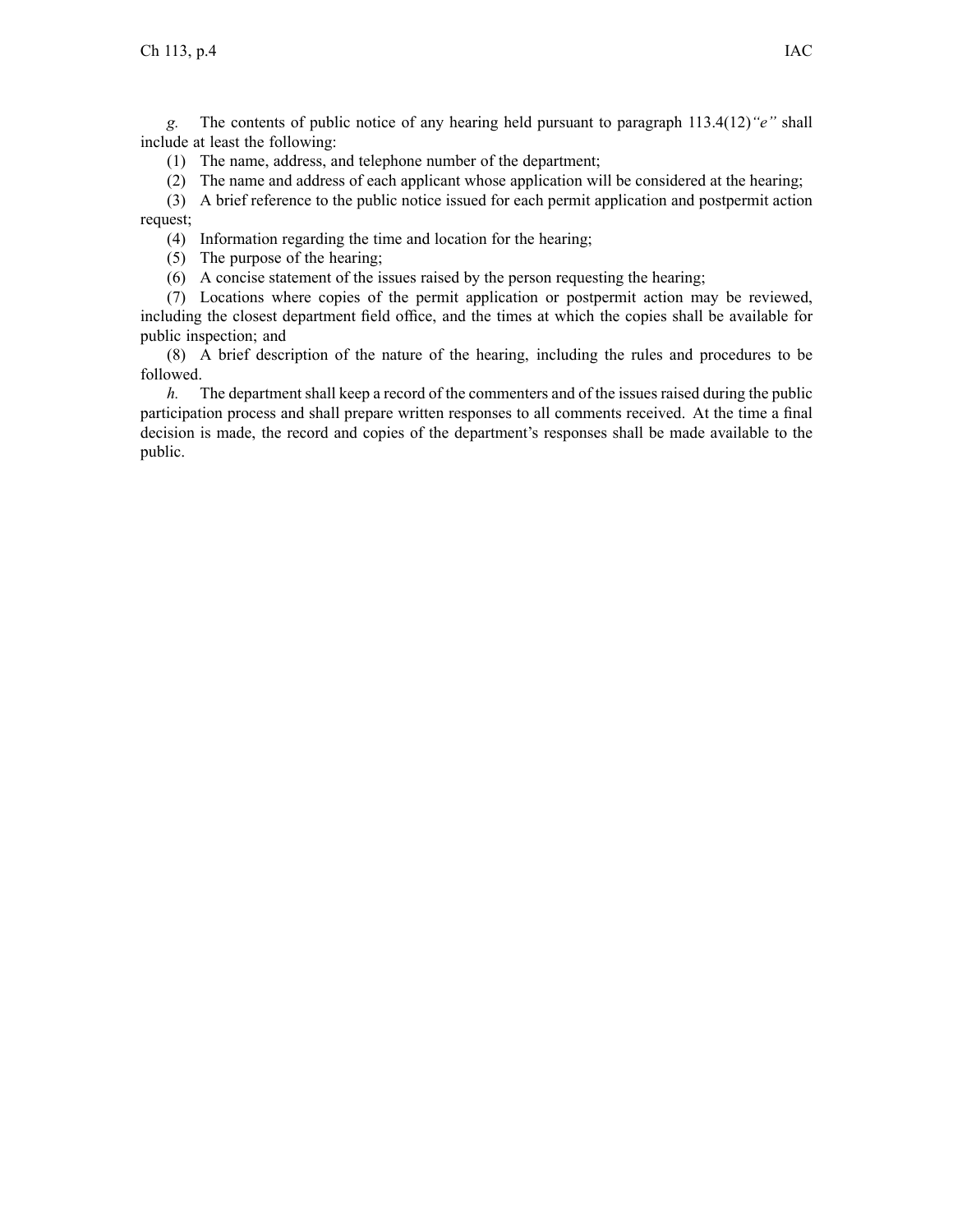*g.* The contents of public notice of any hearing held pursuant to paragraph 113.4(12)*"e"* shall include at least the following:

(1) The name, address, and telephone number of the department;

(2) The name and address of each applicant whose application will be considered at the hearing;

(3) A brief reference to the public notice issued for each permit application and postpermit action request;

(4) Information regarding the time and location for the hearing;

(5) The purpose of the hearing;

(6) A concise statement of the issues raised by the person requesting the hearing;

(7) Locations where copies of the permit application or postpermit action may be reviewed, including the closest department field office, and the times at which the copies shall be available for public inspection; and

(8) A brief description of the nature of the hearing, including the rules and procedures to be followed.

*h.* The department shall keep a record of the commenters and of the issues raised during the public participation process and shall prepare written responses to all comments received. At the time a final decision is made, the record and copies of the department's responses shall be made available to the public.